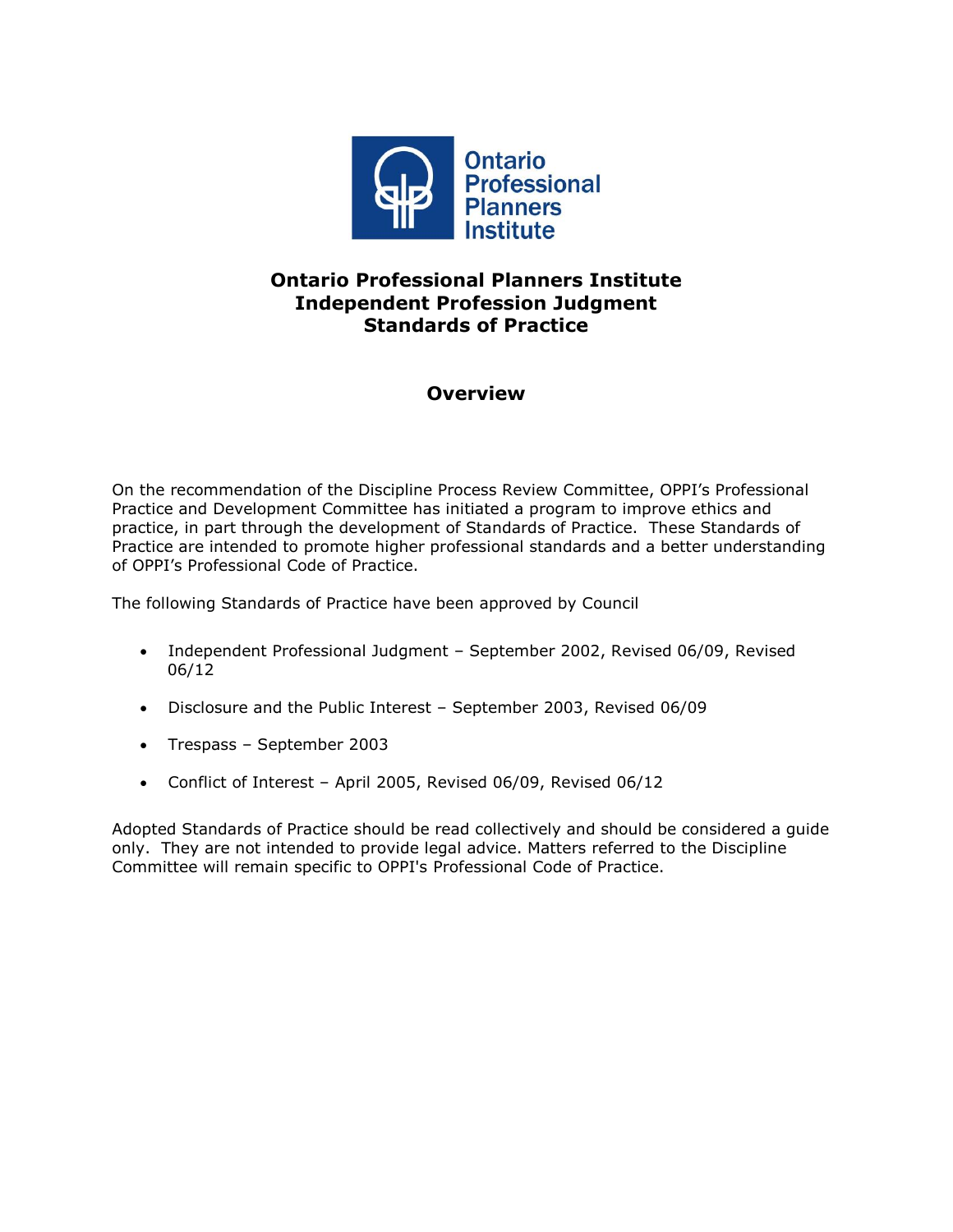Ontario Professional Planners Institute

# Ontario Professional Planners Institute
# Independent Profession Judgment
# Standards of Practice

## Overview

On the recommendation of the Discipline Process Review Committee, OPPI's Professional Practice and Development Committee has initiated a program to improve ethics and practice, in part through the development of Standards of Practice. These Standards of Practice are intended to promote higher professional standards and a better understanding of OPPI's Professional Code of Practice.

The following Standards of Practice have been approved by Council

- Independent Professional Judgment – September 2002, Revised 06/09, Revised 06/12
- Disclosure and the Public Interest – September 2003, Revised 06/09
- Trespass – September 2003
- Conflict of Interest – April 2005, Revised 06/09, Revised 06/12

Adopted Standards of Practice should be read collectively and should be considered a guide only. They are not intended to provide legal advice. Matters referred to the Discipline Committee will remain specific to OPPI's Professional Code of Practice.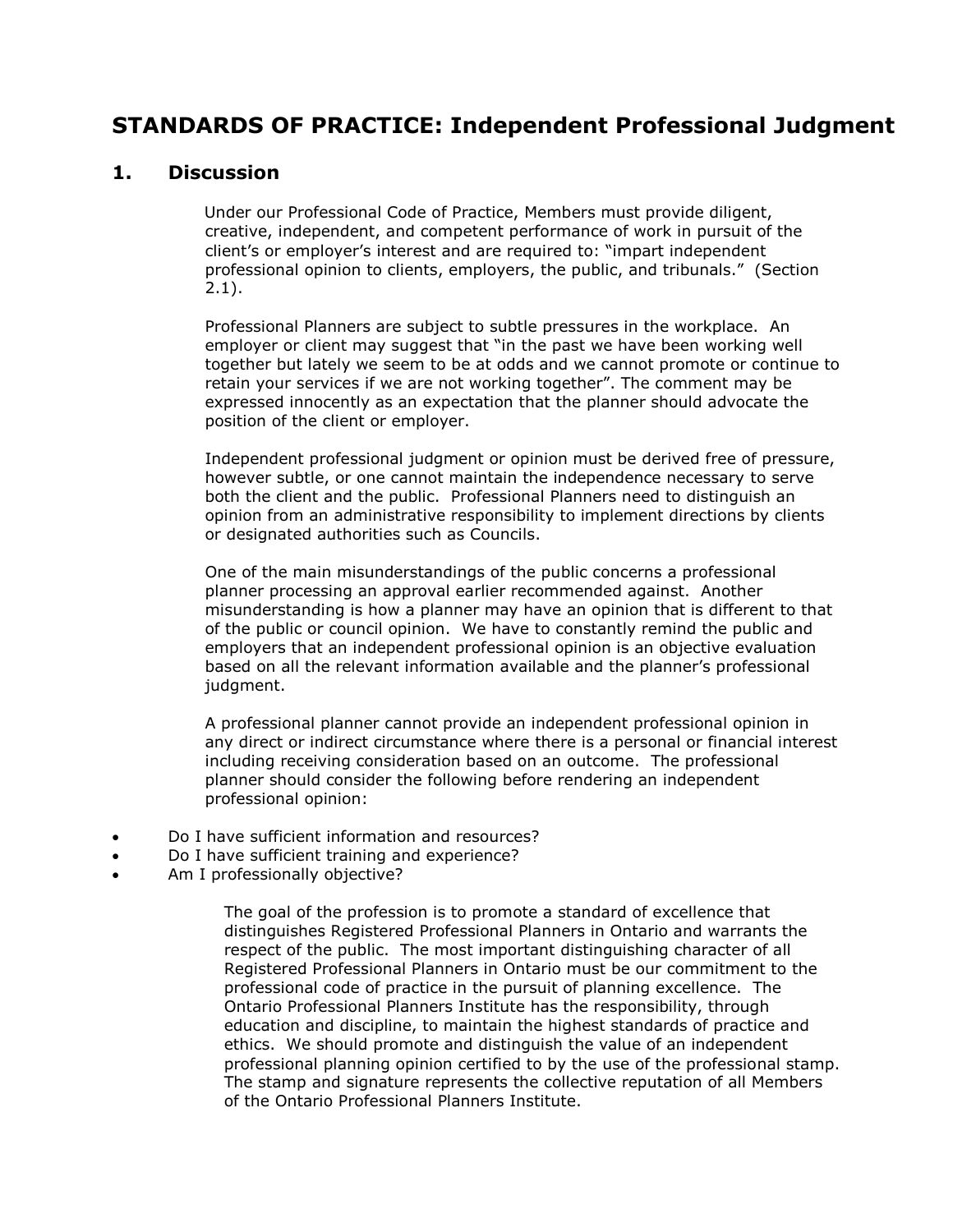# STANDARDS OF PRACTICE: Independent Professional Judgment

## 1. Discussion

Under our Professional Code of Practice, Members must provide diligent, creative, independent, and competent performance of work in pursuit of the client's or employer's interest and are required to: "impart independent professional opinion to clients, employers, the public, and tribunals." (Section 2.1).

Professional Planners are subject to subtle pressures in the workplace. An employer or client may suggest that "in the past we have been working well together but lately we seem to be at odds and we cannot promote or continue to retain your services if we are not working together". The comment may be expressed innocently as an expectation that the planner should advocate the position of the client or employer.

Independent professional judgment or opinion must be derived free of pressure, however subtle, or one cannot maintain the independence necessary to serve both the client and the public. Professional Planners need to distinguish an opinion from an administrative responsibility to implement directions by clients or designated authorities such as Councils.

One of the main misunderstandings of the public concerns a professional planner processing an approval earlier recommended against. Another misunderstanding is how a planner may have an opinion that is different to that of the public or council opinion. We have to constantly remind the public and employers that an independent professional opinion is an objective evaluation based on all the relevant information available and the planner's professional judgment.

A professional planner cannot provide an independent professional opinion in any direct or indirect circumstance where there is a personal or financial interest including receiving consideration based on an outcome. The professional planner should consider the following before rendering an independent professional opinion:

- Do I have sufficient information and resources?
- Do I have sufficient training and experience?
- Am I professionally objective?

The goal of the profession is to promote a standard of excellence that distinguishes Registered Professional Planners in Ontario and warrants the respect of the public. The most important distinguishing character of all Registered Professional Planners in Ontario must be our commitment to the professional code of practice in the pursuit of planning excellence. The Ontario Professional Planners Institute has the responsibility, through education and discipline, to maintain the highest standards of practice and ethics. We should promote and distinguish the value of an independent professional planning opinion certified to by the use of the professional stamp. The stamp and signature represents the collective reputation of all Members of the Ontario Professional Planners Institute.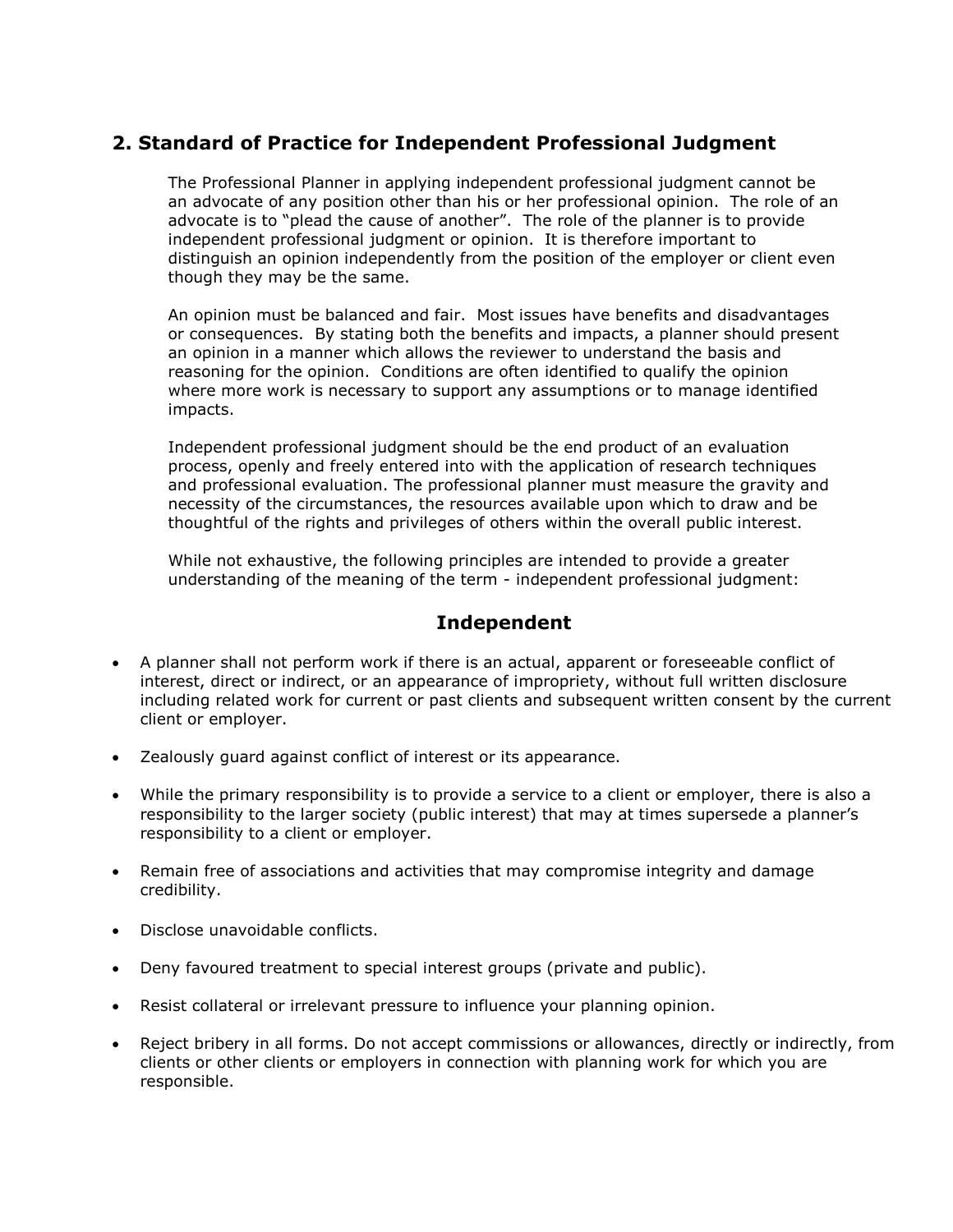## 2. Standard of Practice for Independent Professional Judgment

The Professional Planner in applying independent professional judgment cannot be an advocate of any position other than his or her professional opinion. The role of an advocate is to "plead the cause of another". The role of the planner is to provide independent professional judgment or opinion. It is therefore important to distinguish an opinion independently from the position of the employer or client even though they may be the same.

An opinion must be balanced and fair. Most issues have benefits and disadvantages or consequences. By stating both the benefits and impacts, a planner should present an opinion in a manner which allows the reviewer to understand the basis and reasoning for the opinion. Conditions are often identified to qualify the opinion where more work is necessary to support any assumptions or to manage identified impacts.

Independent professional judgment should be the end product of an evaluation process, openly and freely entered into with the application of research techniques and professional evaluation. The professional planner must measure the gravity and necessity of the circumstances, the resources available upon which to draw and be thoughtful of the rights and privileges of others within the overall public interest.

While not exhaustive, the following principles are intended to provide a greater understanding of the meaning of the term - independent professional judgment:

### Independent

- A planner shall not perform work if there is an actual, apparent or foreseeable conflict of interest, direct or indirect, or an appearance of impropriety, without full written disclosure including related work for current or past clients and subsequent written consent by the current client or employer.
- Zealously guard against conflict of interest or its appearance.
- While the primary responsibility is to provide a service to a client or employer, there is also a responsibility to the larger society (public interest) that may at times supersede a planner's responsibility to a client or employer.
- Remain free of associations and activities that may compromise integrity and damage credibility.
- Disclose unavoidable conflicts.
- Deny favoured treatment to special interest groups (private and public).
- Resist collateral or irrelevant pressure to influence your planning opinion.
- Reject bribery in all forms. Do not accept commissions or allowances, directly or indirectly, from clients or other clients or employers in connection with planning work for which you are responsible.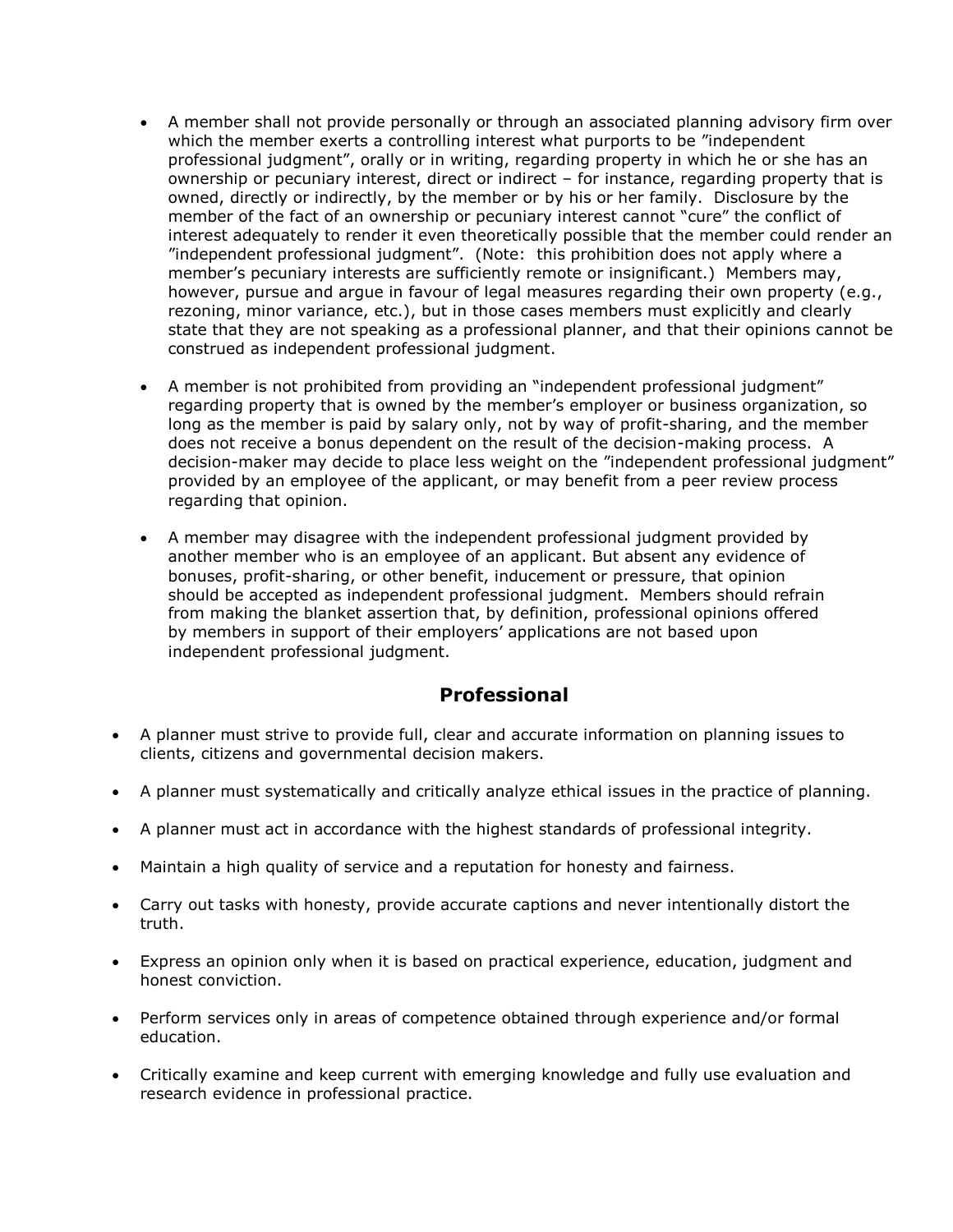- A member shall not provide personally or through an associated planning advisory firm over which the member exerts a controlling interest what purports to be ″independent professional judgment", orally or in writing, regarding property in which he or she has an ownership or pecuniary interest, direct or indirect – for instance, regarding property that is owned, directly or indirectly, by the member or by his or her family. Disclosure by the member of the fact of an ownership or pecuniary interest cannot "cure" the conflict of interest adequately to render it even theoretically possible that the member could render an ″independent professional judgment". (Note: this prohibition does not apply where a member's pecuniary interests are sufficiently remote or insignificant.) Members may, however, pursue and argue in favour of legal measures regarding their own property (e.g., rezoning, minor variance, etc.), but in those cases members must explicitly and clearly state that they are not speaking as a professional planner, and that their opinions cannot be construed as independent professional judgment.

- A member is not prohibited from providing an "independent professional judgment" regarding property that is owned by the member's employer or business organization, so long as the member is paid by salary only, not by way of profit-sharing, and the member does not receive a bonus dependent on the result of the decision-making process. A decision-maker may decide to place less weight on the ″independent professional judgment" provided by an employee of the applicant, or may benefit from a peer review process regarding that opinion.

- A member may disagree with the independent professional judgment provided by another member who is an employee of an applicant. But absent any evidence of bonuses, profit-sharing, or other benefit, inducement or pressure, that opinion should be accepted as independent professional judgment. Members should refrain from making the blanket assertion that, by definition, professional opinions offered by members in support of their employers' applications are not based upon independent professional judgment.

## Professional

- A planner must strive to provide full, clear and accurate information on planning issues to clients, citizens and governmental decision makers.

- A planner must systematically and critically analyze ethical issues in the practice of planning.

- A planner must act in accordance with the highest standards of professional integrity.

- Maintain a high quality of service and a reputation for honesty and fairness.

- Carry out tasks with honesty, provide accurate captions and never intentionally distort the truth.

- Express an opinion only when it is based on practical experience, education, judgment and honest conviction.

- Perform services only in areas of competence obtained through experience and/or formal education.

- Critically examine and keep current with emerging knowledge and fully use evaluation and research evidence in professional practice.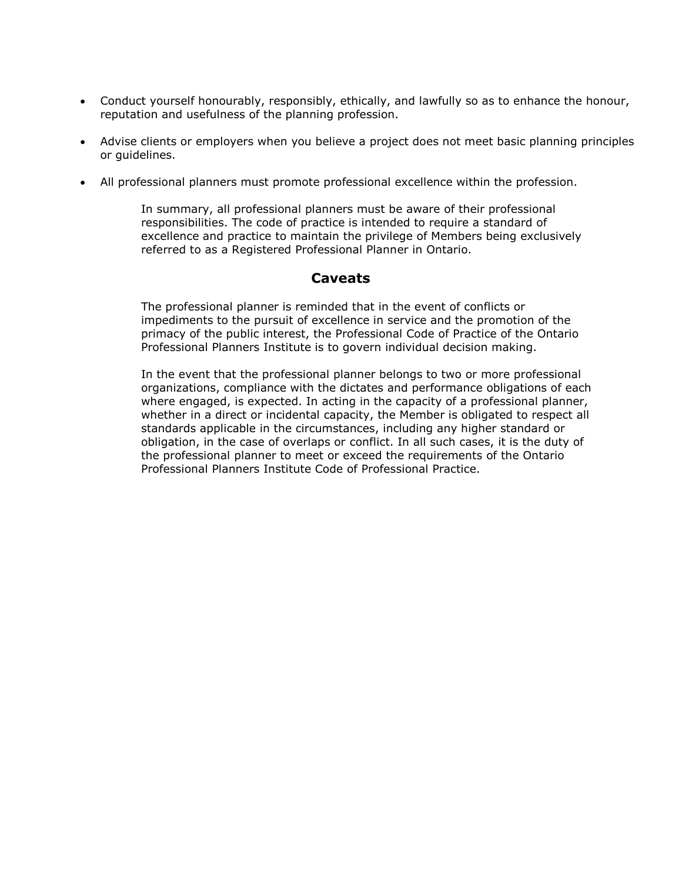- Conduct yourself honourably, responsibly, ethically, and lawfully so as to enhance the honour, reputation and usefulness of the planning profession.
- Advise clients or employers when you believe a project does not meet basic planning principles or guidelines.
- All professional planners must promote professional excellence within the profession.

In summary, all professional planners must be aware of their professional responsibilities. The code of practice is intended to require a standard of excellence and practice to maintain the privilege of Members being exclusively referred to as a Registered Professional Planner in Ontario.

## Caveats

The professional planner is reminded that in the event of conflicts or impediments to the pursuit of excellence in service and the promotion of the primacy of the public interest, the Professional Code of Practice of the Ontario Professional Planners Institute is to govern individual decision making.

In the event that the professional planner belongs to two or more professional organizations, compliance with the dictates and performance obligations of each where engaged, is expected. In acting in the capacity of a professional planner, whether in a direct or incidental capacity, the Member is obligated to respect all standards applicable in the circumstances, including any higher standard or obligation, in the case of overlaps or conflict. In all such cases, it is the duty of the professional planner to meet or exceed the requirements of the Ontario Professional Planners Institute Code of Professional Practice.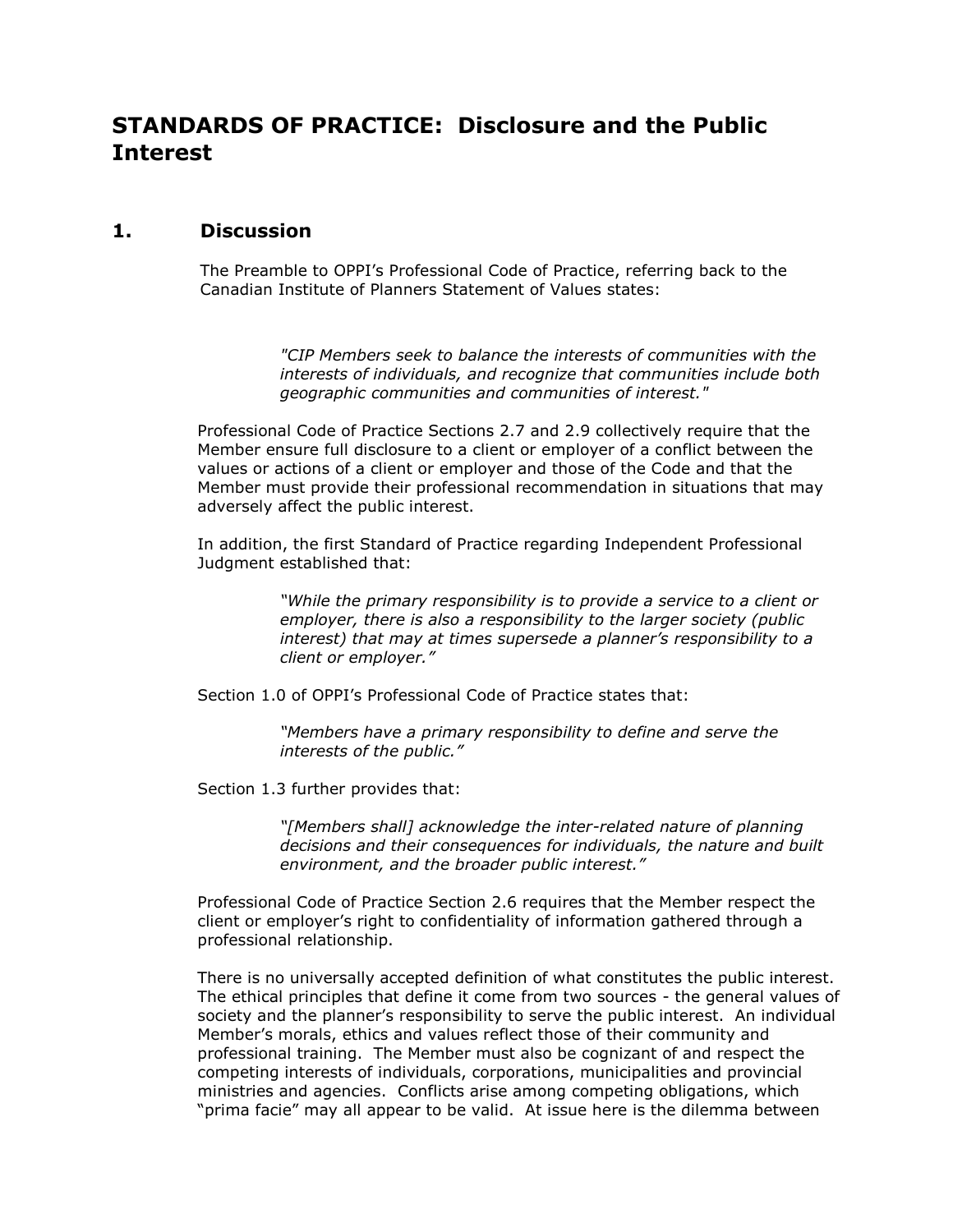# STANDARDS OF PRACTICE: Disclosure and the Public Interest

## 1. Discussion

The Preamble to OPPI's Professional Code of Practice, referring back to the Canadian Institute of Planners Statement of Values states:

> *"CIP Members seek to balance the interests of communities with the interests of individuals, and recognize that communities include both geographic communities and communities of interest."*

Professional Code of Practice Sections 2.7 and 2.9 collectively require that the Member ensure full disclosure to a client or employer of a conflict between the values or actions of a client or employer and those of the Code and that the Member must provide their professional recommendation in situations that may adversely affect the public interest.

In addition, the first Standard of Practice regarding Independent Professional Judgment established that:

> *"While the primary responsibility is to provide a service to a client or employer, there is also a responsibility to the larger society (public interest) that may at times supersede a planner's responsibility to a client or employer."*

Section 1.0 of OPPI's Professional Code of Practice states that:

> *"Members have a primary responsibility to define and serve the interests of the public."*

Section 1.3 further provides that:

> *"[Members shall] acknowledge the inter-related nature of planning decisions and their consequences for individuals, the nature and built environment, and the broader public interest."*

Professional Code of Practice Section 2.6 requires that the Member respect the client or employer's right to confidentiality of information gathered through a professional relationship.

There is no universally accepted definition of what constitutes the public interest. The ethical principles that define it come from two sources - the general values of society and the planner's responsibility to serve the public interest. An individual Member's morals, ethics and values reflect those of their community and professional training. The Member must also be cognizant of and respect the competing interests of individuals, corporations, municipalities and provincial ministries and agencies. Conflicts arise among competing obligations, which "prima facie" may all appear to be valid. At issue here is the dilemma between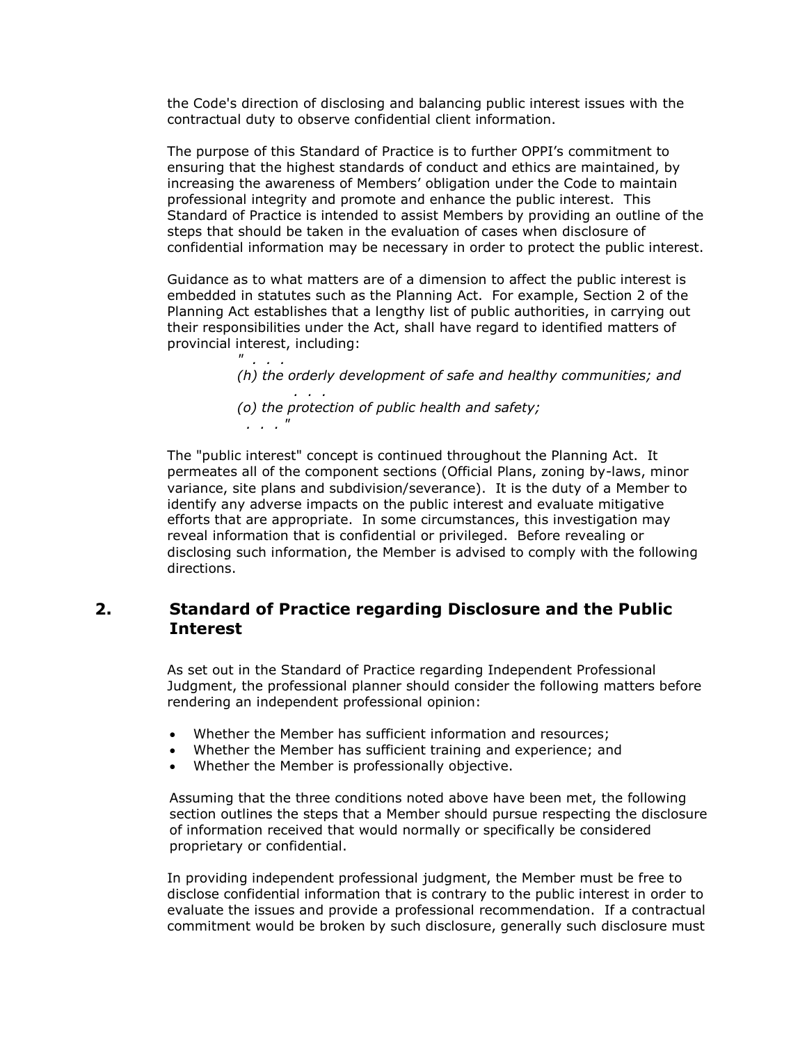the Code's direction of disclosing and balancing public interest issues with the contractual duty to observe confidential client information.

The purpose of this Standard of Practice is to further OPPI's commitment to ensuring that the highest standards of conduct and ethics are maintained, by increasing the awareness of Members' obligation under the Code to maintain professional integrity and promote and enhance the public interest. This Standard of Practice is intended to assist Members by providing an outline of the steps that should be taken in the evaluation of cases when disclosure of confidential information may be necessary in order to protect the public interest.

Guidance as to what matters are of a dimension to affect the public interest is embedded in statutes such as the Planning Act. For example, Section 2 of the Planning Act establishes that a lengthy list of public authorities, in carrying out their responsibilities under the Act, shall have regard to identified matters of provincial interest, including:

> *" . . .*
> *(h) the orderly development of safe and healthy communities; and*
> *. . .*
> *(o) the protection of public health and safety;*
> *. . ."*

The "public interest" concept is continued throughout the Planning Act. It permeates all of the component sections (Official Plans, zoning by-laws, minor variance, site plans and subdivision/severance). It is the duty of a Member to identify any adverse impacts on the public interest and evaluate mitigative efforts that are appropriate. In some circumstances, this investigation may reveal information that is confidential or privileged. Before revealing or disclosing such information, the Member is advised to comply with the following directions.

## 2. Standard of Practice regarding Disclosure and the Public Interest

As set out in the Standard of Practice regarding Independent Professional Judgment, the professional planner should consider the following matters before rendering an independent professional opinion:

- Whether the Member has sufficient information and resources;
- Whether the Member has sufficient training and experience; and
- Whether the Member is professionally objective.

Assuming that the three conditions noted above have been met, the following section outlines the steps that a Member should pursue respecting the disclosure of information received that would normally or specifically be considered proprietary or confidential.

In providing independent professional judgment, the Member must be free to disclose confidential information that is contrary to the public interest in order to evaluate the issues and provide a professional recommendation. If a contractual commitment would be broken by such disclosure, generally such disclosure must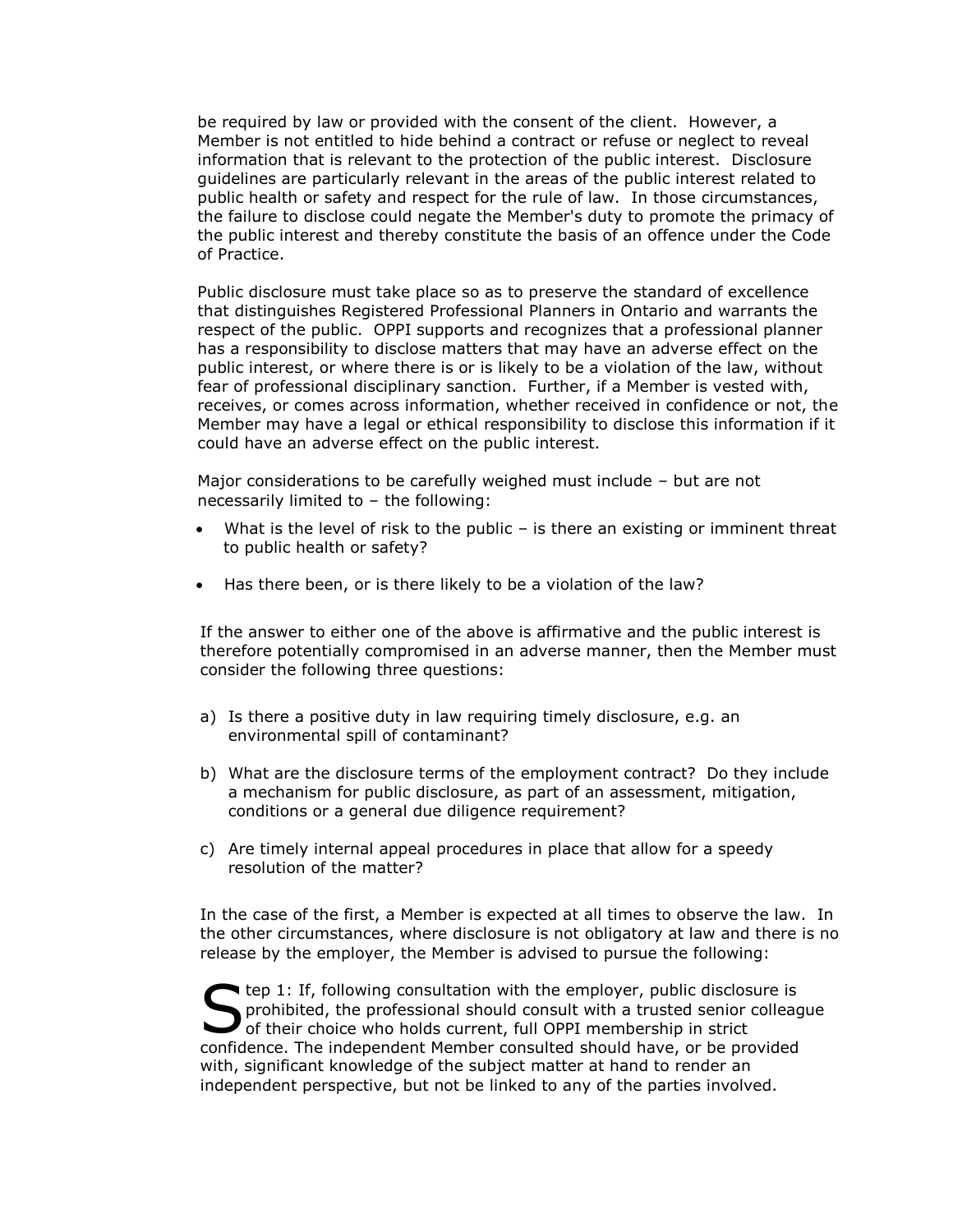be required by law or provided with the consent of the client. However, a Member is not entitled to hide behind a contract or refuse or neglect to reveal information that is relevant to the protection of the public interest. Disclosure guidelines are particularly relevant in the areas of the public interest related to public health or safety and respect for the rule of law. In those circumstances, the failure to disclose could negate the Member's duty to promote the primacy of the public interest and thereby constitute the basis of an offence under the Code of Practice.

Public disclosure must take place so as to preserve the standard of excellence that distinguishes Registered Professional Planners in Ontario and warrants the respect of the public. OPPI supports and recognizes that a professional planner has a responsibility to disclose matters that may have an adverse effect on the public interest, or where there is or is likely to be a violation of the law, without fear of professional disciplinary sanction. Further, if a Member is vested with, receives, or comes across information, whether received in confidence or not, the Member may have a legal or ethical responsibility to disclose this information if it could have an adverse effect on the public interest.

Major considerations to be carefully weighed must include – but are not necessarily limited to – the following:

- What is the level of risk to the public – is there an existing or imminent threat to public health or safety?
- Has there been, or is there likely to be a violation of the law?

If the answer to either one of the above is affirmative and the public interest is therefore potentially compromised in an adverse manner, then the Member must consider the following three questions:

a) Is there a positive duty in law requiring timely disclosure, e.g. an environmental spill of contaminant?

b) What are the disclosure terms of the employment contract? Do they include a mechanism for public disclosure, as part of an assessment, mitigation, conditions or a general due diligence requirement?

c) Are timely internal appeal procedures in place that allow for a speedy resolution of the matter?

In the case of the first, a Member is expected at all times to observe the law. In the other circumstances, where disclosure is not obligatory at law and there is no release by the employer, the Member is advised to pursue the following:

Step 1: If, following consultation with the employer, public disclosure is prohibited, the professional should consult with a trusted senior colleague of their choice who holds current, full OPPI membership in strict confidence. The independent Member consulted should have, or be provided with, significant knowledge of the subject matter at hand to render an independent perspective, but not be linked to any of the parties involved.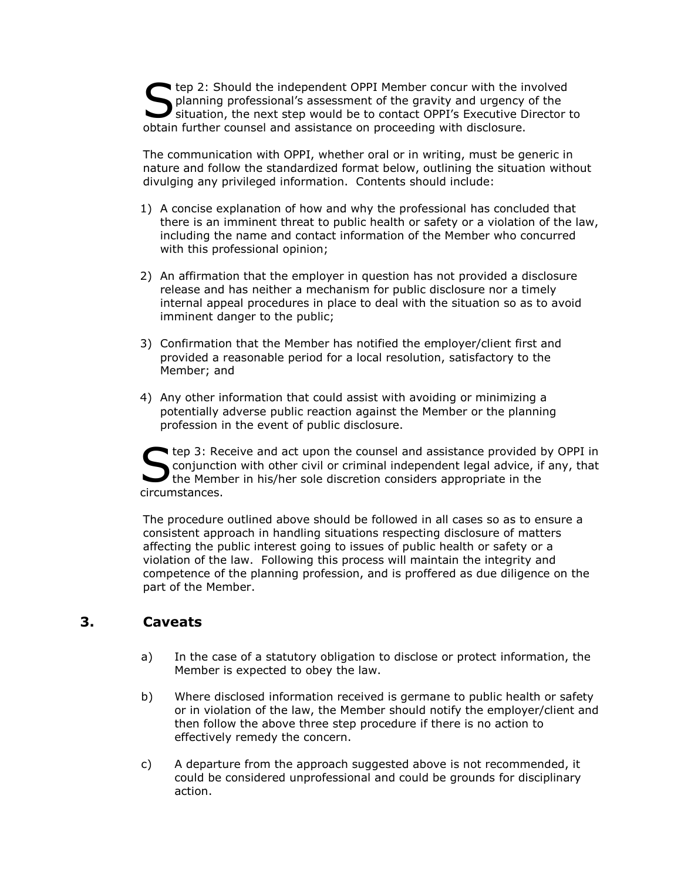Step 2: Should the independent OPPI Member concur with the involved planning professional's assessment of the gravity and urgency of the situation, the next step would be to contact OPPI's Executive Director to obtain further counsel and assistance on proceeding with disclosure.

The communication with OPPI, whether oral or in writing, must be generic in nature and follow the standardized format below, outlining the situation without divulging any privileged information. Contents should include:

1) A concise explanation of how and why the professional has concluded that there is an imminent threat to public health or safety or a violation of the law, including the name and contact information of the Member who concurred with this professional opinion;

2) An affirmation that the employer in question has not provided a disclosure release and has neither a mechanism for public disclosure nor a timely internal appeal procedures in place to deal with the situation so as to avoid imminent danger to the public;

3) Confirmation that the Member has notified the employer/client first and provided a reasonable period for a local resolution, satisfactory to the Member; and

4) Any other information that could assist with avoiding or minimizing a potentially adverse public reaction against the Member or the planning profession in the event of public disclosure.

Step 3: Receive and act upon the counsel and assistance provided by OPPI in conjunction with other civil or criminal independent legal advice, if any, that the Member in his/her sole discretion considers appropriate in the circumstances.

The procedure outlined above should be followed in all cases so as to ensure a consistent approach in handling situations respecting disclosure of matters affecting the public interest going to issues of public health or safety or a violation of the law. Following this process will maintain the integrity and competence of the planning profession, and is proffered as due diligence on the part of the Member.

## 3. Caveats

a) In the case of a statutory obligation to disclose or protect information, the Member is expected to obey the law.

b) Where disclosed information received is germane to public health or safety or in violation of the law, the Member should notify the employer/client and then follow the above three step procedure if there is no action to effectively remedy the concern.

c) A departure from the approach suggested above is not recommended, it could be considered unprofessional and could be grounds for disciplinary action.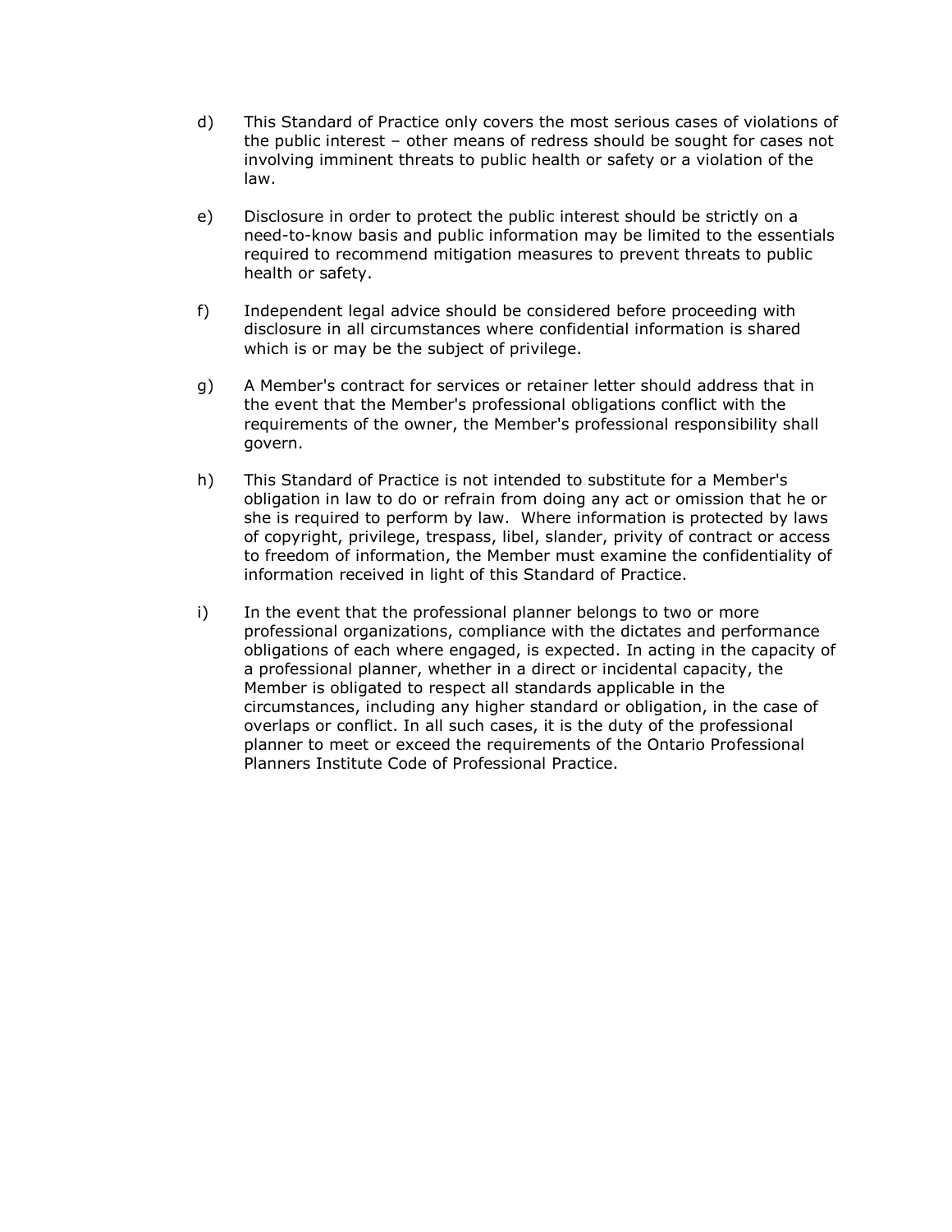d) This Standard of Practice only covers the most serious cases of violations of the public interest – other means of redress should be sought for cases not involving imminent threats to public health or safety or a violation of the law.

e) Disclosure in order to protect the public interest should be strictly on a need-to-know basis and public information may be limited to the essentials required to recommend mitigation measures to prevent threats to public health or safety.

f) Independent legal advice should be considered before proceeding with disclosure in all circumstances where confidential information is shared which is or may be the subject of privilege.

g) A Member's contract for services or retainer letter should address that in the event that the Member's professional obligations conflict with the requirements of the owner, the Member's professional responsibility shall govern.

h) This Standard of Practice is not intended to substitute for a Member's obligation in law to do or refrain from doing any act or omission that he or she is required to perform by law. Where information is protected by laws of copyright, privilege, trespass, libel, slander, privity of contract or access to freedom of information, the Member must examine the confidentiality of information received in light of this Standard of Practice.

i) In the event that the professional planner belongs to two or more professional organizations, compliance with the dictates and performance obligations of each where engaged, is expected. In acting in the capacity of a professional planner, whether in a direct or incidental capacity, the Member is obligated to respect all standards applicable in the circumstances, including any higher standard or obligation, in the case of overlaps or conflict. In all such cases, it is the duty of the professional planner to meet or exceed the requirements of the Ontario Professional Planners Institute Code of Professional Practice.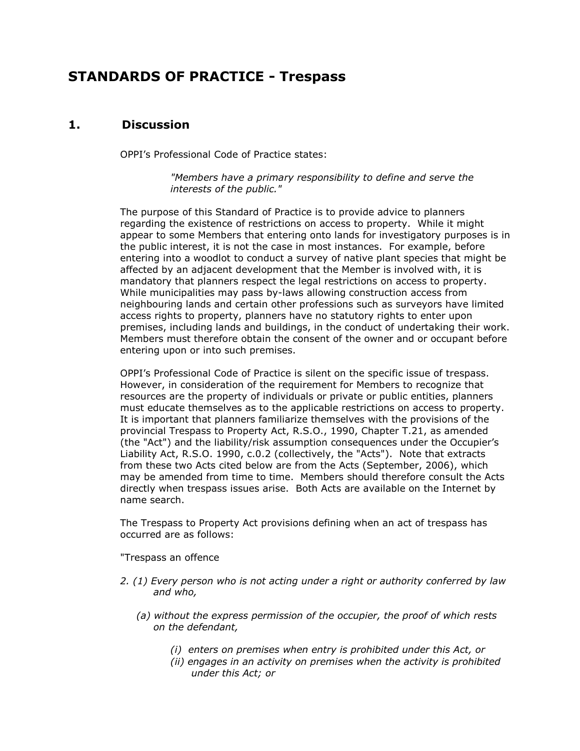# STANDARDS OF PRACTICE - Trespass

## 1. Discussion

OPPI's Professional Code of Practice states:

> *"Members have a primary responsibility to define and serve the interests of the public."*

The purpose of this Standard of Practice is to provide advice to planners regarding the existence of restrictions on access to property. While it might appear to some Members that entering onto lands for investigatory purposes is in the public interest, it is not the case in most instances. For example, before entering into a woodlot to conduct a survey of native plant species that might be affected by an adjacent development that the Member is involved with, it is mandatory that planners respect the legal restrictions on access to property. While municipalities may pass by-laws allowing construction access from neighbouring lands and certain other professions such as surveyors have limited access rights to property, planners have no statutory rights to enter upon premises, including lands and buildings, in the conduct of undertaking their work. Members must therefore obtain the consent of the owner and or occupant before entering upon or into such premises.

OPPI's Professional Code of Practice is silent on the specific issue of trespass. However, in consideration of the requirement for Members to recognize that resources are the property of individuals or private or public entities, planners must educate themselves as to the applicable restrictions on access to property. It is important that planners familiarize themselves with the provisions of the provincial Trespass to Property Act, R.S.O., 1990, Chapter T.21, as amended (the "Act") and the liability/risk assumption consequences under the Occupier's Liability Act, R.S.O. 1990, c.0.2 (collectively, the "Acts"). Note that extracts from these two Acts cited below are from the Acts (September, 2006), which may be amended from time to time. Members should therefore consult the Acts directly when trespass issues arise. Both Acts are available on the Internet by name search.

The Trespass to Property Act provisions defining when an act of trespass has occurred are as follows:

"Trespass an offence

*2. (1) Every person who is not acting under a right or authority conferred by law and who,*

*(a) without the express permission of the occupier, the proof of which rests on the defendant,*

*(i) enters on premises when entry is prohibited under this Act, or*
*(ii) engages in an activity on premises when the activity is prohibited under this Act; or*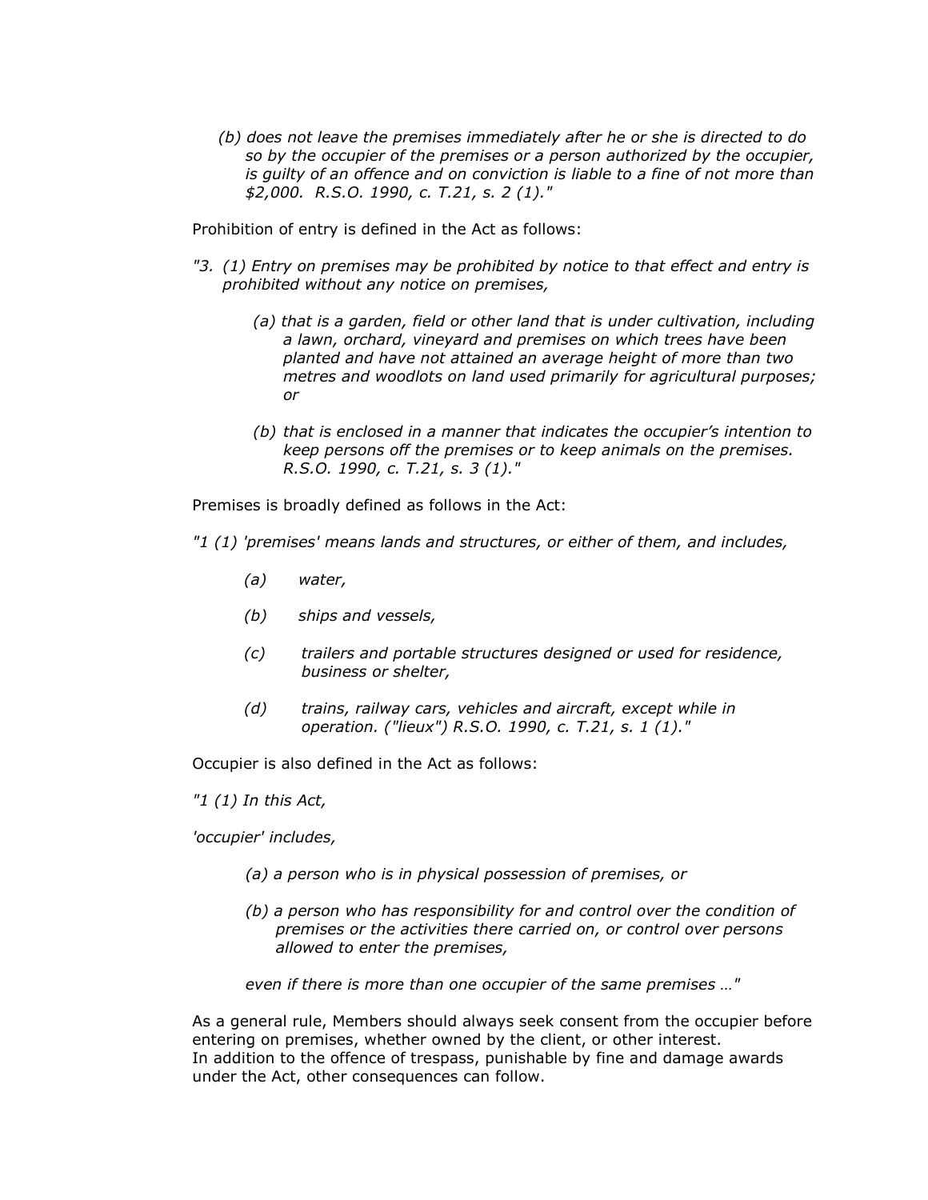*(b) does not leave the premises immediately after he or she is directed to do so by the occupier of the premises or a person authorized by the occupier, is guilty of an offence and on conviction is liable to a fine of not more than $2,000. R.S.O. 1990, c. T.21, s. 2 (1)."*

Prohibition of entry is defined in the Act as follows:

*"3. (1) Entry on premises may be prohibited by notice to that effect and entry is prohibited without any notice on premises,*

> *(a) that is a garden, field or other land that is under cultivation, including a lawn, orchard, vineyard and premises on which trees have been planted and have not attained an average height of more than two metres and woodlots on land used primarily for agricultural purposes; or*
>
> *(b) that is enclosed in a manner that indicates the occupier's intention to keep persons off the premises or to keep animals on the premises. R.S.O. 1990, c. T.21, s. 3 (1)."*

Premises is broadly defined as follows in the Act:

*"1 (1) 'premises' means lands and structures, or either of them, and includes,*

> *(a) water,*
>
> *(b) ships and vessels,*
>
> *(c) trailers and portable structures designed or used for residence, business or shelter,*
>
> *(d) trains, railway cars, vehicles and aircraft, except while in operation. ("lieux") R.S.O. 1990, c. T.21, s. 1 (1)."*

Occupier is also defined in the Act as follows:

*"1 (1) In this Act,*

*'occupier' includes,*

> *(a) a person who is in physical possession of premises, or*
>
> *(b) a person who has responsibility for and control over the condition of premises or the activities there carried on, or control over persons allowed to enter the premises,*
>
> *even if there is more than one occupier of the same premises …"*

As a general rule, Members should always seek consent from the occupier before entering on premises, whether owned by the client, or other interest.
In addition to the offence of trespass, punishable by fine and damage awards under the Act, other consequences can follow.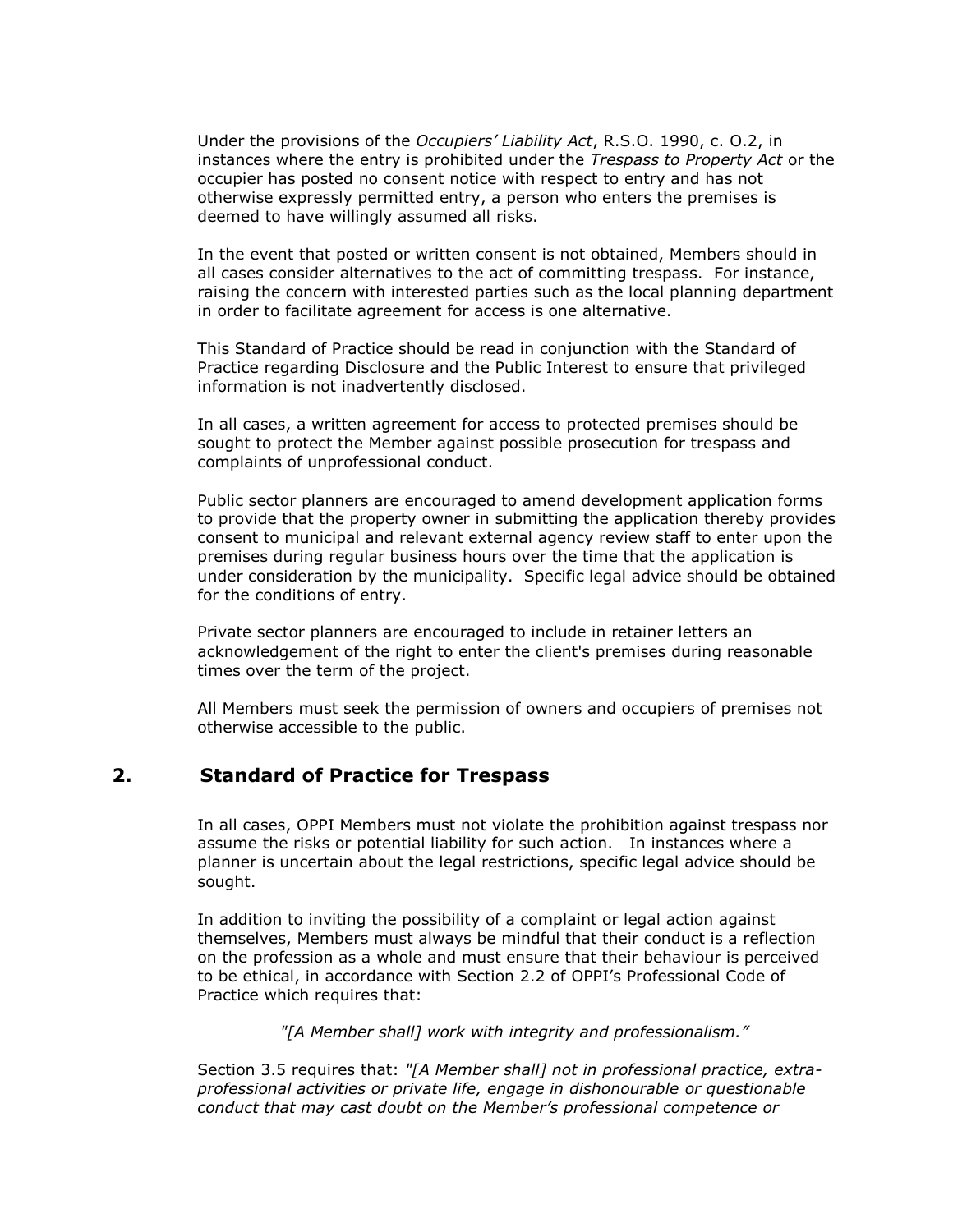Under the provisions of the *Occupiers' Liability Act*, R.S.O. 1990, c. O.2, in instances where the entry is prohibited under the *Trespass to Property Act* or the occupier has posted no consent notice with respect to entry and has not otherwise expressly permitted entry, a person who enters the premises is deemed to have willingly assumed all risks.

In the event that posted or written consent is not obtained, Members should in all cases consider alternatives to the act of committing trespass. For instance, raising the concern with interested parties such as the local planning department in order to facilitate agreement for access is one alternative.

This Standard of Practice should be read in conjunction with the Standard of Practice regarding Disclosure and the Public Interest to ensure that privileged information is not inadvertently disclosed.

In all cases, a written agreement for access to protected premises should be sought to protect the Member against possible prosecution for trespass and complaints of unprofessional conduct.

Public sector planners are encouraged to amend development application forms to provide that the property owner in submitting the application thereby provides consent to municipal and relevant external agency review staff to enter upon the premises during regular business hours over the time that the application is under consideration by the municipality. Specific legal advice should be obtained for the conditions of entry.

Private sector planners are encouraged to include in retainer letters an acknowledgement of the right to enter the client's premises during reasonable times over the term of the project.

All Members must seek the permission of owners and occupiers of premises not otherwise accessible to the public.

## 2. Standard of Practice for Trespass

In all cases, OPPI Members must not violate the prohibition against trespass nor assume the risks or potential liability for such action. In instances where a planner is uncertain about the legal restrictions, specific legal advice should be sought.

In addition to inviting the possibility of a complaint or legal action against themselves, Members must always be mindful that their conduct is a reflection on the profession as a whole and must ensure that their behaviour is perceived to be ethical, in accordance with Section 2.2 of OPPI's Professional Code of Practice which requires that:

*"[A Member shall] work with integrity and professionalism."*

Section 3.5 requires that: *"[A Member shall] not in professional practice, extra-professional activities or private life, engage in dishonourable or questionable conduct that may cast doubt on the Member's professional competence or*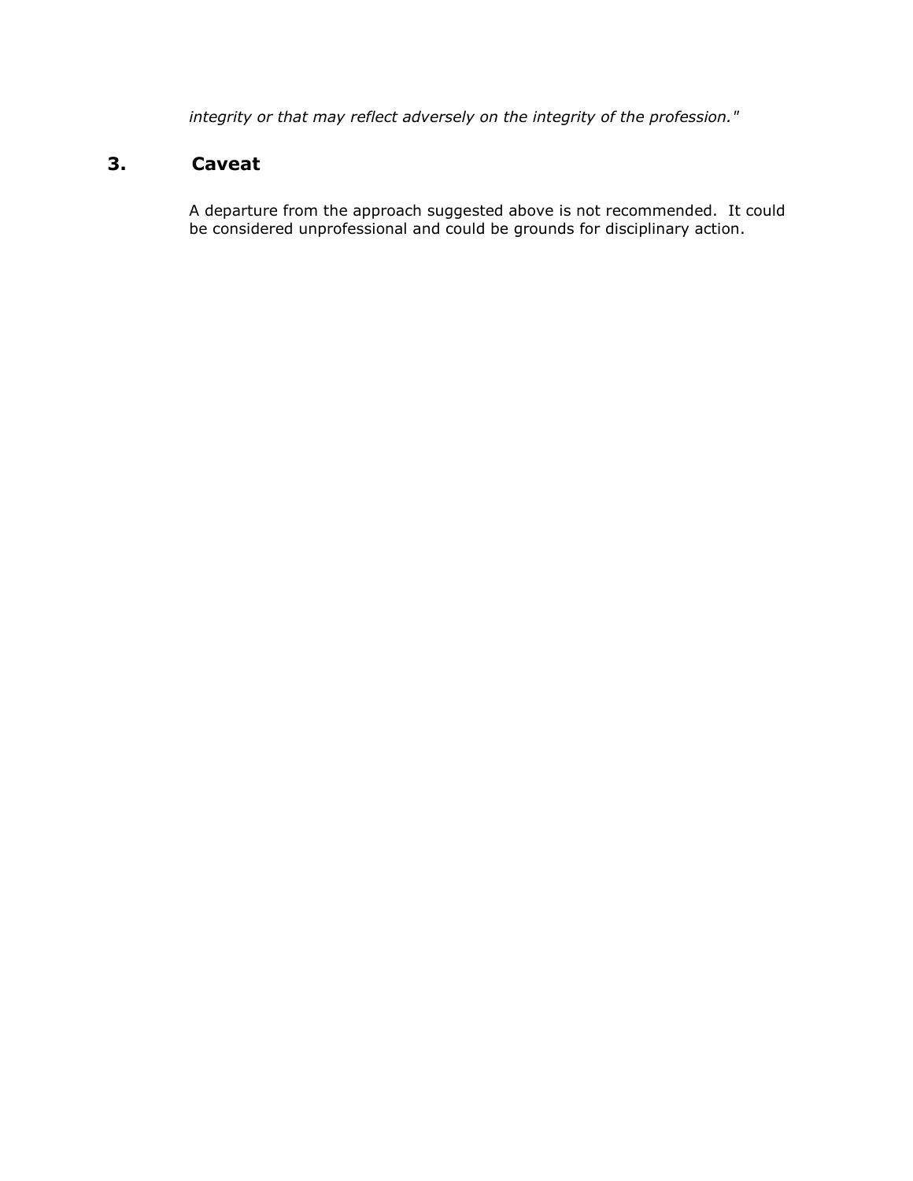*integrity or that may reflect adversely on the integrity of the profession."*

## 3. Caveat

A departure from the approach suggested above is not recommended. It could be considered unprofessional and could be grounds for disciplinary action.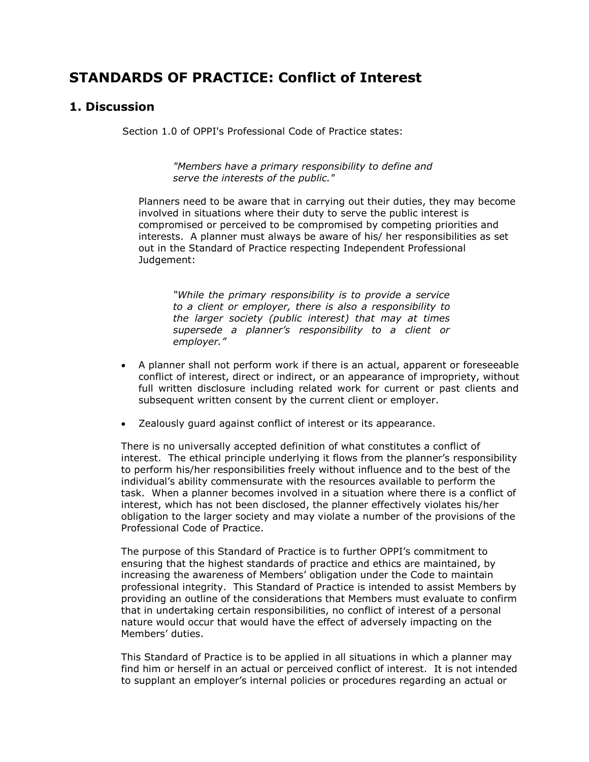# STANDARDS OF PRACTICE: Conflict of Interest

## 1. Discussion

Section 1.0 of OPPI's Professional Code of Practice states:

> *"Members have a primary responsibility to define and serve the interests of the public."*

Planners need to be aware that in carrying out their duties, they may become involved in situations where their duty to serve the public interest is compromised or perceived to be compromised by competing priorities and interests. A planner must always be aware of his/ her responsibilities as set out in the Standard of Practice respecting Independent Professional Judgement:

> *"While the primary responsibility is to provide a service to a client or employer, there is also a responsibility to the larger society (public interest) that may at times supersede a planner's responsibility to a client or employer."*

- A planner shall not perform work if there is an actual, apparent or foreseeable conflict of interest, direct or indirect, or an appearance of impropriety, without full written disclosure including related work for current or past clients and subsequent written consent by the current client or employer.
- Zealously guard against conflict of interest or its appearance.

There is no universally accepted definition of what constitutes a conflict of interest. The ethical principle underlying it flows from the planner's responsibility to perform his/her responsibilities freely without influence and to the best of the individual's ability commensurate with the resources available to perform the task. When a planner becomes involved in a situation where there is a conflict of interest, which has not been disclosed, the planner effectively violates his/her obligation to the larger society and may violate a number of the provisions of the Professional Code of Practice.

The purpose of this Standard of Practice is to further OPPI's commitment to ensuring that the highest standards of practice and ethics are maintained, by increasing the awareness of Members' obligation under the Code to maintain professional integrity. This Standard of Practice is intended to assist Members by providing an outline of the considerations that Members must evaluate to confirm that in undertaking certain responsibilities, no conflict of interest of a personal nature would occur that would have the effect of adversely impacting on the Members' duties.

This Standard of Practice is to be applied in all situations in which a planner may find him or herself in an actual or perceived conflict of interest. It is not intended to supplant an employer's internal policies or procedures regarding an actual or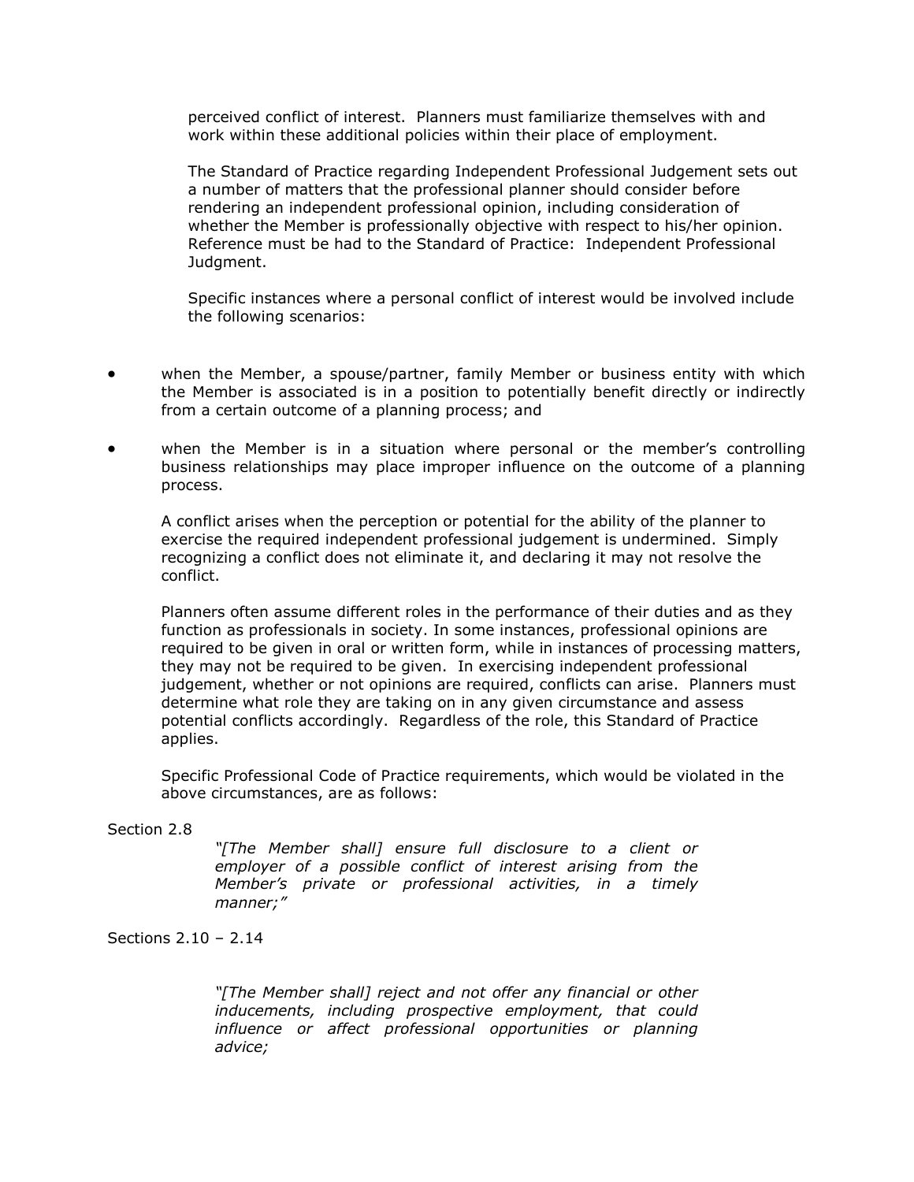perceived conflict of interest. Planners must familiarize themselves with and work within these additional policies within their place of employment.

The Standard of Practice regarding Independent Professional Judgement sets out a number of matters that the professional planner should consider before rendering an independent professional opinion, including consideration of whether the Member is professionally objective with respect to his/her opinion. Reference must be had to the Standard of Practice: Independent Professional Judgment.

Specific instances where a personal conflict of interest would be involved include the following scenarios:

- when the Member, a spouse/partner, family Member or business entity with which the Member is associated is in a position to potentially benefit directly or indirectly from a certain outcome of a planning process; and
- when the Member is in a situation where personal or the member's controlling business relationships may place improper influence on the outcome of a planning process.

A conflict arises when the perception or potential for the ability of the planner to exercise the required independent professional judgement is undermined. Simply recognizing a conflict does not eliminate it, and declaring it may not resolve the conflict.

Planners often assume different roles in the performance of their duties and as they function as professionals in society. In some instances, professional opinions are required to be given in oral or written form, while in instances of processing matters, they may not be required to be given. In exercising independent professional judgement, whether or not opinions are required, conflicts can arise. Planners must determine what role they are taking on in any given circumstance and assess potential conflicts accordingly. Regardless of the role, this Standard of Practice applies.

Specific Professional Code of Practice requirements, which would be violated in the above circumstances, are as follows:

Section 2.8

> *"[The Member shall] ensure full disclosure to a client or employer of a possible conflict of interest arising from the Member's private or professional activities, in a timely manner;"*

Sections 2.10 – 2.14

> *"[The Member shall] reject and not offer any financial or other inducements, including prospective employment, that could influence or affect professional opportunities or planning advice;*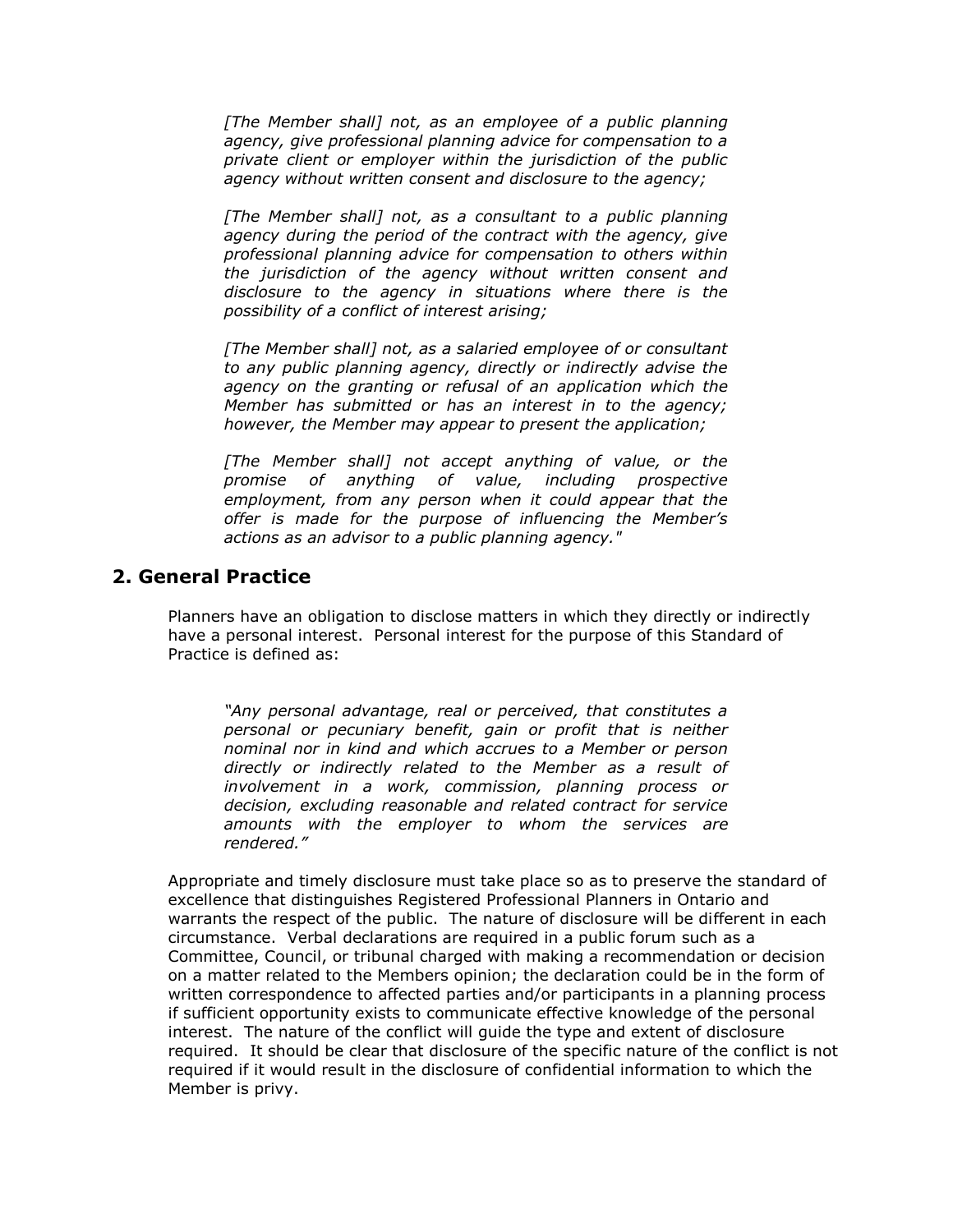*[The Member shall] not, as an employee of a public planning agency, give professional planning advice for compensation to a private client or employer within the jurisdiction of the public agency without written consent and disclosure to the agency;*

*[The Member shall] not, as a consultant to a public planning agency during the period of the contract with the agency, give professional planning advice for compensation to others within the jurisdiction of the agency without written consent and disclosure to the agency in situations where there is the possibility of a conflict of interest arising;*

*[The Member shall] not, as a salaried employee of or consultant to any public planning agency, directly or indirectly advise the agency on the granting or refusal of an application which the Member has submitted or has an interest in to the agency; however, the Member may appear to present the application;*

*[The Member shall] not accept anything of value, or the promise of anything of value, including prospective employment, from any person when it could appear that the offer is made for the purpose of influencing the Member's actions as an advisor to a public planning agency."*

## 2. General Practice

Planners have an obligation to disclose matters in which they directly or indirectly have a personal interest. Personal interest for the purpose of this Standard of Practice is defined as:

*"Any personal advantage, real or perceived, that constitutes a personal or pecuniary benefit, gain or profit that is neither nominal nor in kind and which accrues to a Member or person directly or indirectly related to the Member as a result of involvement in a work, commission, planning process or decision, excluding reasonable and related contract for service amounts with the employer to whom the services are rendered."*

Appropriate and timely disclosure must take place so as to preserve the standard of excellence that distinguishes Registered Professional Planners in Ontario and warrants the respect of the public. The nature of disclosure will be different in each circumstance. Verbal declarations are required in a public forum such as a Committee, Council, or tribunal charged with making a recommendation or decision on a matter related to the Members opinion; the declaration could be in the form of written correspondence to affected parties and/or participants in a planning process if sufficient opportunity exists to communicate effective knowledge of the personal interest. The nature of the conflict will guide the type and extent of disclosure required. It should be clear that disclosure of the specific nature of the conflict is not required if it would result in the disclosure of confidential information to which the Member is privy.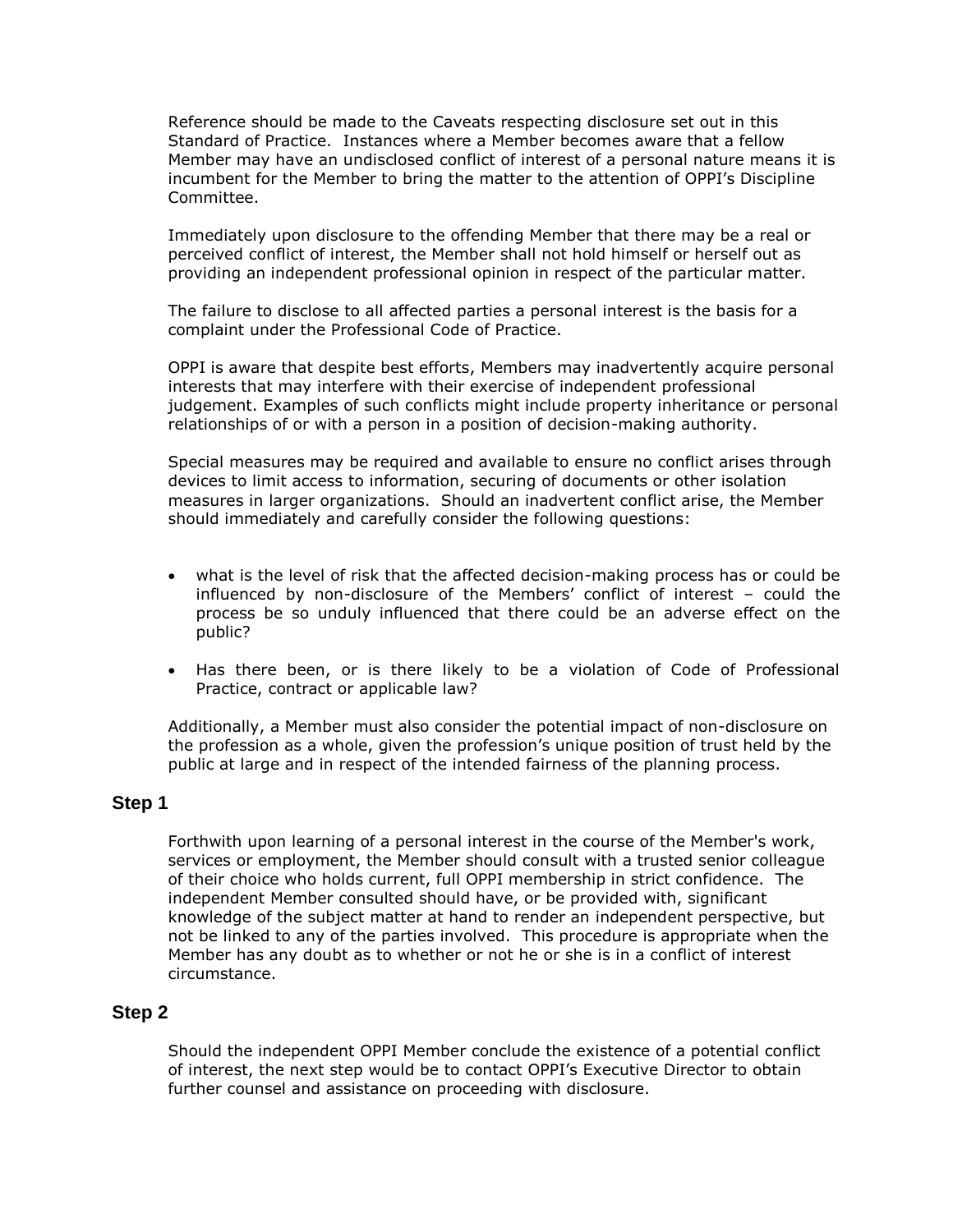Reference should be made to the Caveats respecting disclosure set out in this Standard of Practice.  Instances where a Member becomes aware that a fellow Member may have an undisclosed conflict of interest of a personal nature means it is incumbent for the Member to bring the matter to the attention of OPPI's Discipline Committee.

Immediately upon disclosure to the offending Member that there may be a real or perceived conflict of interest, the Member shall not hold himself or herself out as providing an independent professional opinion in respect of the particular matter.

The failure to disclose to all affected parties a personal interest is the basis for a complaint under the Professional Code of Practice.

OPPI is aware that despite best efforts, Members may inadvertently acquire personal interests that may interfere with their exercise of independent professional judgement. Examples of such conflicts might include property inheritance or personal relationships of or with a person in a position of decision-making authority.

Special measures may be required and available to ensure no conflict arises through devices to limit access to information, securing of documents or other isolation measures in larger organizations.  Should an inadvertent conflict arise, the Member should immediately and carefully consider the following questions:

- what is the level of risk that the affected decision-making process has or could be influenced by non-disclosure of the Members' conflict of interest – could the process be so unduly influenced that there could be an adverse effect on the public?
- Has there been, or is there likely to be a violation of Code of Professional Practice, contract or applicable law?

Additionally, a Member must also consider the potential impact of non-disclosure on the profession as a whole, given the profession's unique position of trust held by the public at large and in respect of the intended fairness of the planning process.

## Step 1

Forthwith upon learning of a personal interest in the course of the Member's work, services or employment, the Member should consult with a trusted senior colleague of their choice who holds current, full OPPI membership in strict confidence.  The independent Member consulted should have, or be provided with, significant knowledge of the subject matter at hand to render an independent perspective, but not be linked to any of the parties involved.  This procedure is appropriate when the Member has any doubt as to whether or not he or she is in a conflict of interest circumstance.

## Step 2

Should the independent OPPI Member conclude the existence of a potential conflict of interest, the next step would be to contact OPPI's Executive Director to obtain further counsel and assistance on proceeding with disclosure.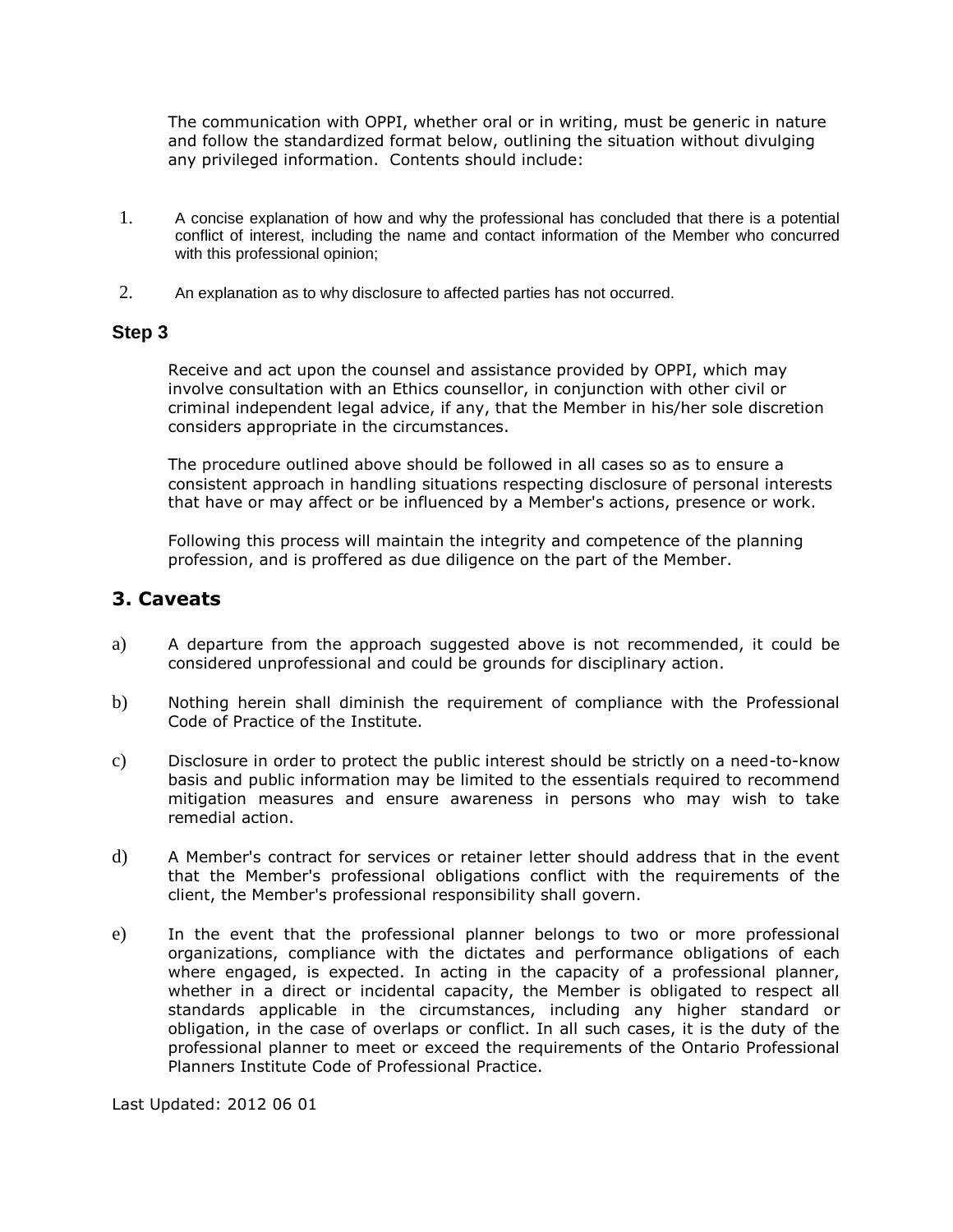The communication with OPPI, whether oral or in writing, must be generic in nature and follow the standardized format below, outlining the situation without divulging any privileged information. Contents should include:

1. A concise explanation of how and why the professional has concluded that there is a potential conflict of interest, including the name and contact information of the Member who concurred with this professional opinion;
2. An explanation as to why disclosure to affected parties has not occurred.

### Step 3

Receive and act upon the counsel and assistance provided by OPPI, which may involve consultation with an Ethics counsellor, in conjunction with other civil or criminal independent legal advice, if any, that the Member in his/her sole discretion considers appropriate in the circumstances.

The procedure outlined above should be followed in all cases so as to ensure a consistent approach in handling situations respecting disclosure of personal interests that have or may affect or be influenced by a Member's actions, presence or work.

Following this process will maintain the integrity and competence of the planning profession, and is proffered as due diligence on the part of the Member.

## 3. Caveats

a) A departure from the approach suggested above is not recommended, it could be considered unprofessional and could be grounds for disciplinary action.

b) Nothing herein shall diminish the requirement of compliance with the Professional Code of Practice of the Institute.

c) Disclosure in order to protect the public interest should be strictly on a need-to-know basis and public information may be limited to the essentials required to recommend mitigation measures and ensure awareness in persons who may wish to take remedial action.

d) A Member's contract for services or retainer letter should address that in the event that the Member's professional obligations conflict with the requirements of the client, the Member's professional responsibility shall govern.

e) In the event that the professional planner belongs to two or more professional organizations, compliance with the dictates and performance obligations of each where engaged, is expected. In acting in the capacity of a professional planner, whether in a direct or incidental capacity, the Member is obligated to respect all standards applicable in the circumstances, including any higher standard or obligation, in the case of overlaps or conflict. In all such cases, it is the duty of the professional planner to meet or exceed the requirements of the Ontario Professional Planners Institute Code of Professional Practice.

Last Updated: 2012 06 01